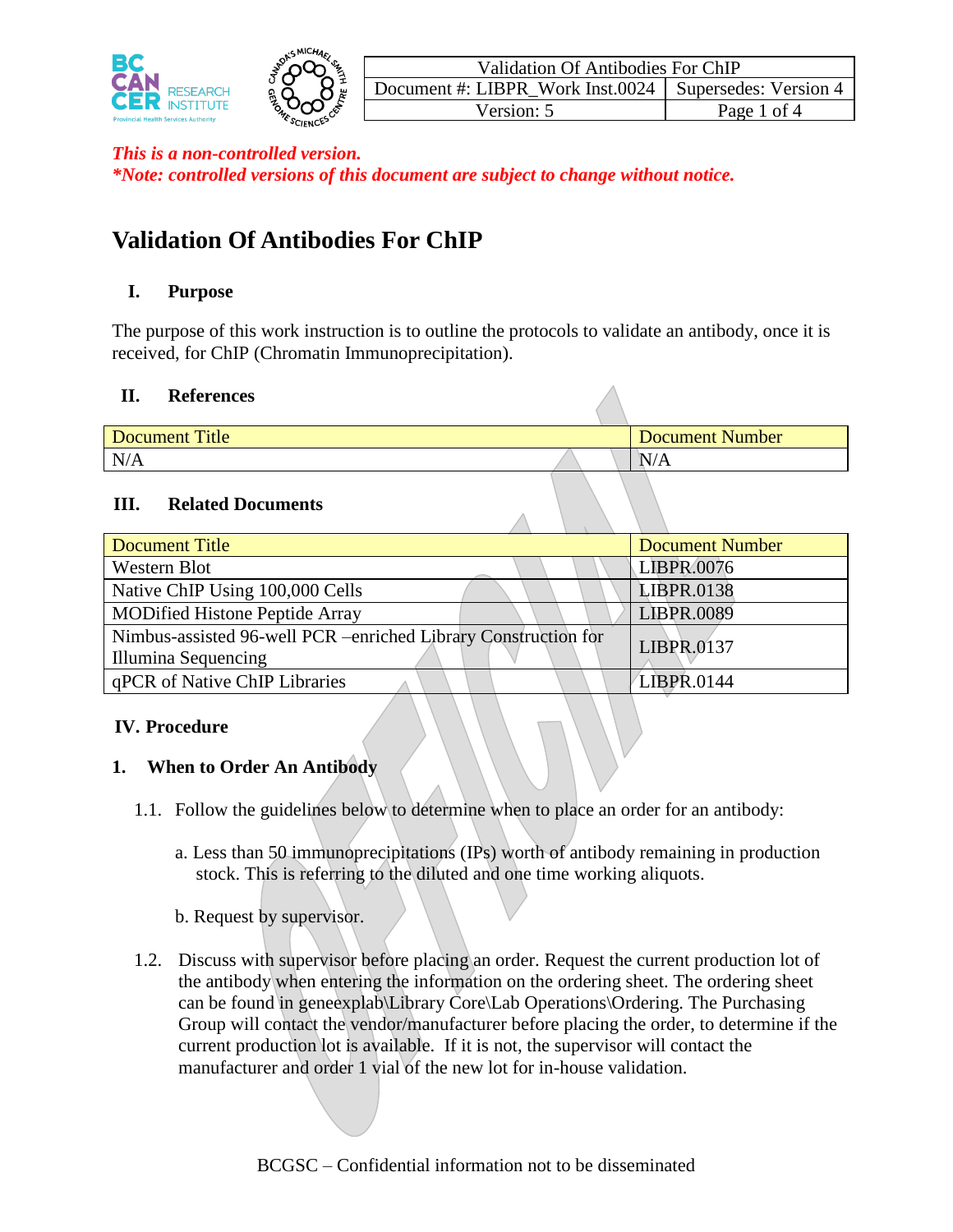*This is a non-controlled version.*
*\*Note: controlled versions of this document are subject to change without notice.*

# Validation Of Antibodies For ChIP

## I. Purpose

The purpose of this work instruction is to outline the protocols to validate an antibody, once it is received, for ChIP (Chromatin Immunoprecipitation).

## II. References

| Document Title | Document Number |
|---|---|
| N/A | N/A |

## III. Related Documents

| Document Title | Document Number |
|---|---|
| Western Blot | LIBPR.0076 |
| Native ChIP Using 100,000 Cells | LIBPR.0138 |
| MODified Histone Peptide Array | LIBPR.0089 |
| Nimbus-assisted 96-well PCR –enriched Library Construction for Illumina Sequencing | LIBPR.0137 |
| qPCR of Native ChIP Libraries | LIBPR.0144 |

## IV. Procedure

### 1. When to Order An Antibody

1.1. Follow the guidelines below to determine when to place an order for an antibody:

a. Less than 50 immunoprecipitations (IPs) worth of antibody remaining in production stock. This is referring to the diluted and one time working aliquots.

b. Request by supervisor.

1.2. Discuss with supervisor before placing an order. Request the current production lot of the antibody when entering the information on the ordering sheet. The ordering sheet can be found in geneexplab\Library Core\Lab Operations\Ordering. The Purchasing Group will contact the vendor/manufacturer before placing the order, to determine if the current production lot is available. If it is not, the supervisor will contact the manufacturer and order 1 vial of the new lot for in-house validation.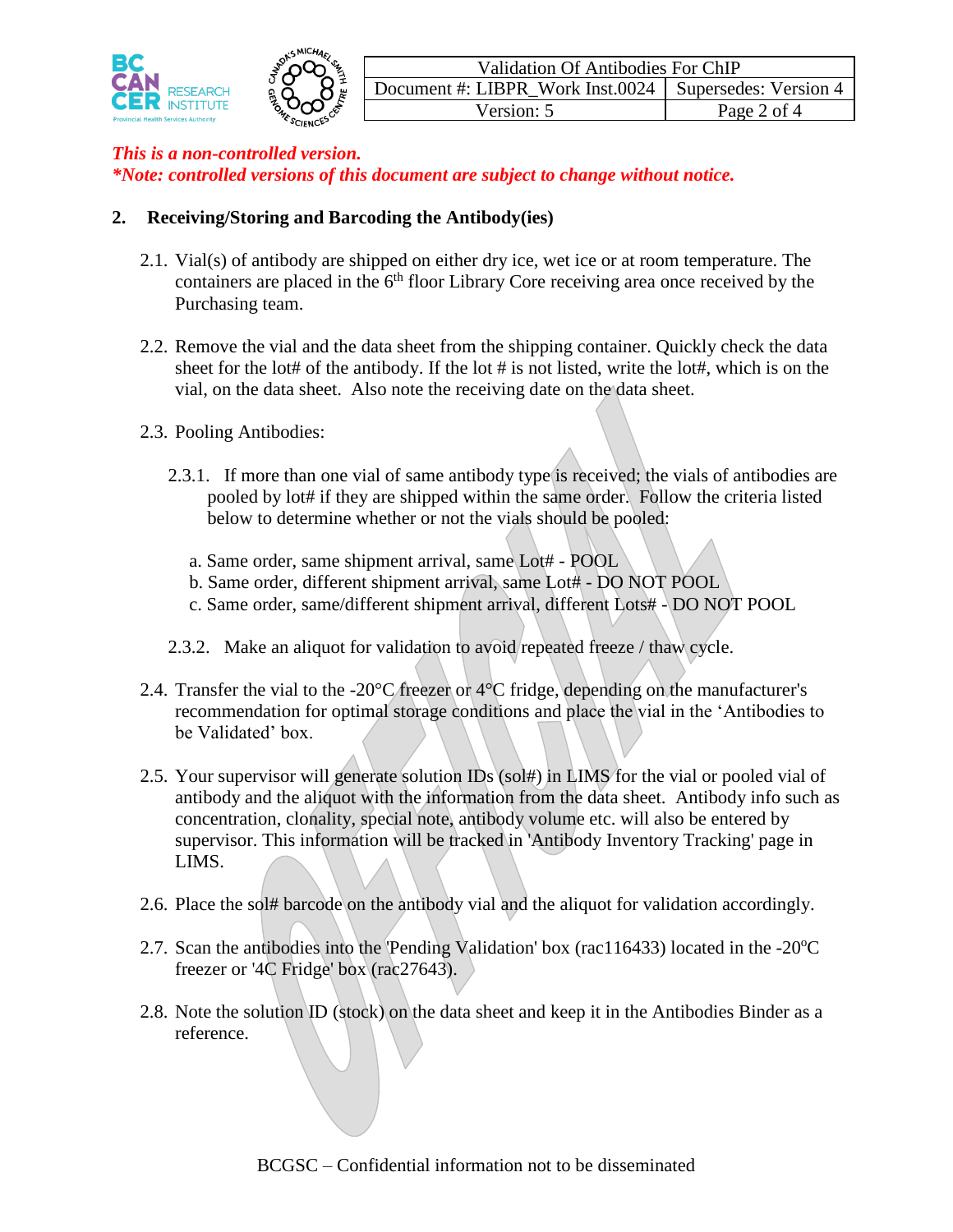*This is a non-controlled version.*
***Note: controlled versions of this document are subject to change without notice.***

## 2. Receiving/Storing and Barcoding the Antibody(ies)

2.1. Vial(s) of antibody are shipped on either dry ice, wet ice or at room temperature. The containers are placed in the 6th floor Library Core receiving area once received by the Purchasing team.

2.2. Remove the vial and the data sheet from the shipping container. Quickly check the data sheet for the lot# of the antibody. If the lot # is not listed, write the lot#, which is on the vial, on the data sheet. Also note the receiving date on the data sheet.

2.3. Pooling Antibodies:

2.3.1. If more than one vial of same antibody type is received; the vials of antibodies are pooled by lot# if they are shipped within the same order. Follow the criteria listed below to determine whether or not the vials should be pooled:

a. Same order, same shipment arrival, same Lot# - POOL
b. Same order, different shipment arrival, same Lot# - DO NOT POOL
c. Same order, same/different shipment arrival, different Lots# - DO NOT POOL

2.3.2. Make an aliquot for validation to avoid repeated freeze / thaw cycle.

2.4. Transfer the vial to the -20°C freezer or 4°C fridge, depending on the manufacturer's recommendation for optimal storage conditions and place the vial in the 'Antibodies to be Validated' box.

2.5. Your supervisor will generate solution IDs (sol#) in LIMS for the vial or pooled vial of antibody and the aliquot with the information from the data sheet. Antibody info such as concentration, clonality, special note, antibody volume etc. will also be entered by supervisor. This information will be tracked in 'Antibody Inventory Tracking' page in LIMS.

2.6. Place the sol# barcode on the antibody vial and the aliquot for validation accordingly.

2.7. Scan the antibodies into the 'Pending Validation' box (rac116433) located in the -20°C freezer or '4C Fridge' box (rac27643).

2.8. Note the solution ID (stock) on the data sheet and keep it in the Antibodies Binder as a reference.

BCGSC – Confidential information not to be disseminated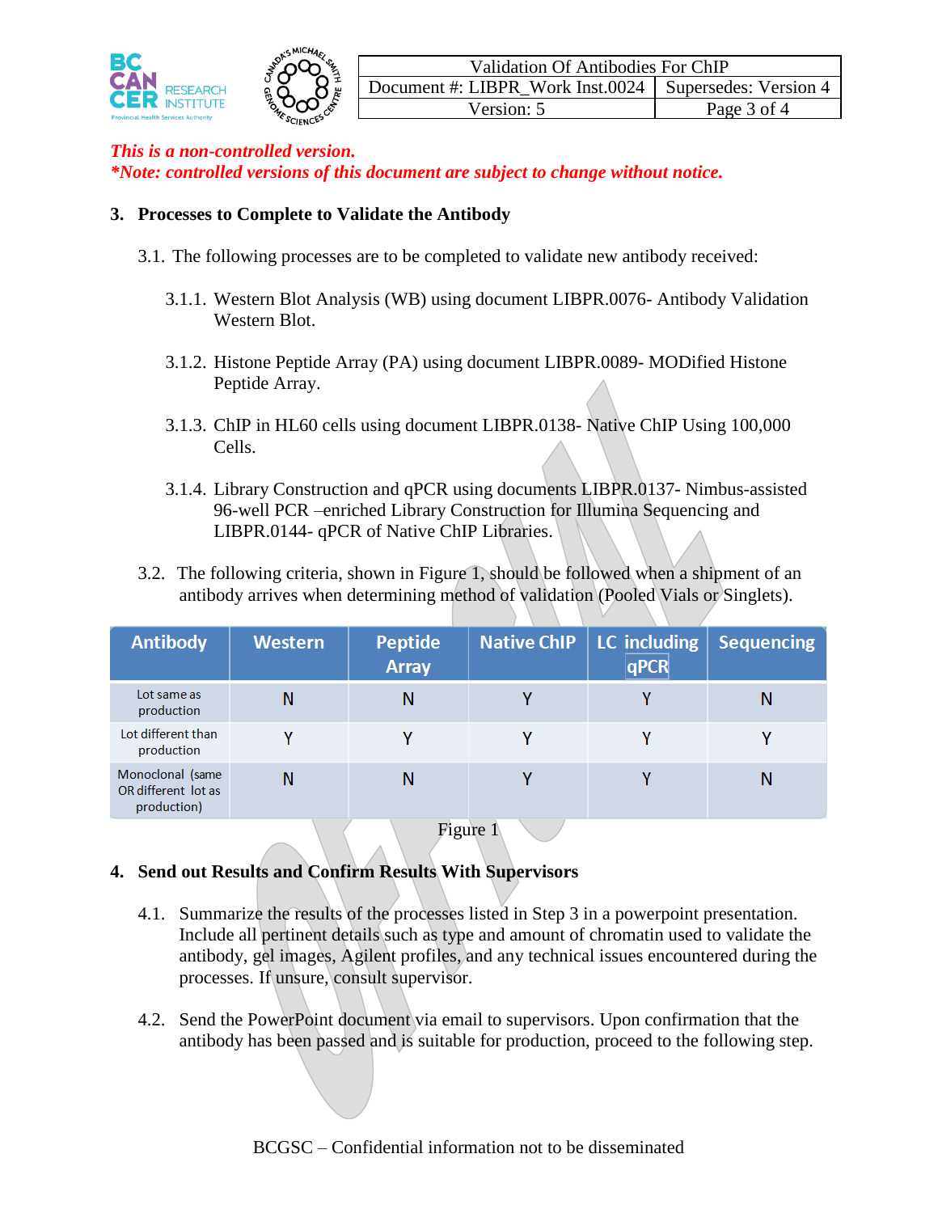*This is a non-controlled version.*
*\*Note: controlled versions of this document are subject to change without notice.*

## 3. Processes to Complete to Validate the Antibody

3.1. The following processes are to be completed to validate new antibody received:

3.1.1. Western Blot Analysis (WB) using document LIBPR.0076- Antibody Validation Western Blot.

3.1.2. Histone Peptide Array (PA) using document LIBPR.0089- MODified Histone Peptide Array.

3.1.3. ChIP in HL60 cells using document LIBPR.0138- Native ChIP Using 100,000 Cells.

3.1.4. Library Construction and qPCR using documents LIBPR.0137- Nimbus-assisted 96-well PCR –enriched Library Construction for Illumina Sequencing and LIBPR.0144- qPCR of Native ChIP Libraries.

3.2. The following criteria, shown in Figure 1, should be followed when a shipment of an antibody arrives when determining method of validation (Pooled Vials or Singlets).

| Antibody | Western | Peptide Array | Native ChIP | LC including qPCR | Sequencing |
|---|---|---|---|---|---|
| Lot same as production | N | N | Y | Y | N |
| Lot different than production | Y | Y | Y | Y | Y |
| Monoclonal (same OR different lot as production) | N | N | Y | Y | N |

Figure 1

## 4. Send out Results and Confirm Results With Supervisors

4.1. Summarize the results of the processes listed in Step 3 in a powerpoint presentation. Include all pertinent details such as type and amount of chromatin used to validate the antibody, gel images, Agilent profiles, and any technical issues encountered during the processes. If unsure, consult supervisor.

4.2. Send the PowerPoint document via email to supervisors. Upon confirmation that the antibody has been passed and is suitable for production, proceed to the following step.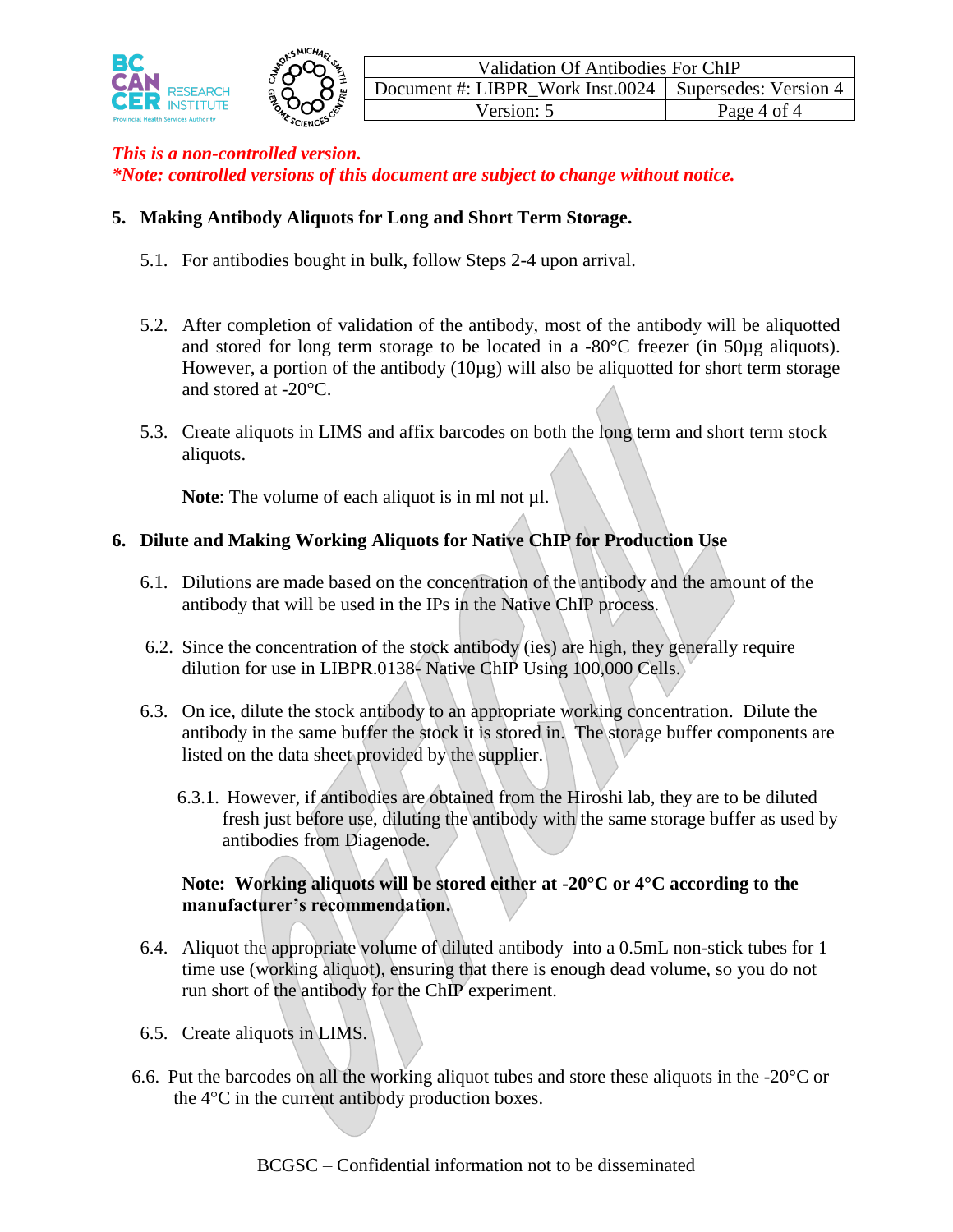*This is a non-controlled version.*
*\*Note: controlled versions of this document are subject to change without notice.*

## 5. Making Antibody Aliquots for Long and Short Term Storage.

5.1. For antibodies bought in bulk, follow Steps 2-4 upon arrival.

5.2. After completion of validation of the antibody, most of the antibody will be aliquotted and stored for long term storage to be located in a -80°C freezer (in 50µg aliquots). However, a portion of the antibody (10µg) will also be aliquotted for short term storage and stored at -20°C.

5.3. Create aliquots in LIMS and affix barcodes on both the long term and short term stock aliquots.

**Note**: The volume of each aliquot is in ml not µl.

## 6. Dilute and Making Working Aliquots for Native ChIP for Production Use

6.1. Dilutions are made based on the concentration of the antibody and the amount of the antibody that will be used in the IPs in the Native ChIP process.

6.2. Since the concentration of the stock antibody (ies) are high, they generally require dilution for use in LIBPR.0138- Native ChIP Using 100,000 Cells.

6.3. On ice, dilute the stock antibody to an appropriate working concentration. Dilute the antibody in the same buffer the stock it is stored in. The storage buffer components are listed on the data sheet provided by the supplier.

6.3.1. However, if antibodies are obtained from the Hiroshi lab, they are to be diluted fresh just before use, diluting the antibody with the same storage buffer as used by antibodies from Diagenode.

**Note: Working aliquots will be stored either at -20°C or 4°C according to the manufacturer's recommendation.**

6.4. Aliquot the appropriate volume of diluted antibody into a 0.5mL non-stick tubes for 1 time use (working aliquot), ensuring that there is enough dead volume, so you do not run short of the antibody for the ChIP experiment.

6.5. Create aliquots in LIMS.

6.6. Put the barcodes on all the working aliquot tubes and store these aliquots in the -20°C or the 4°C in the current antibody production boxes.